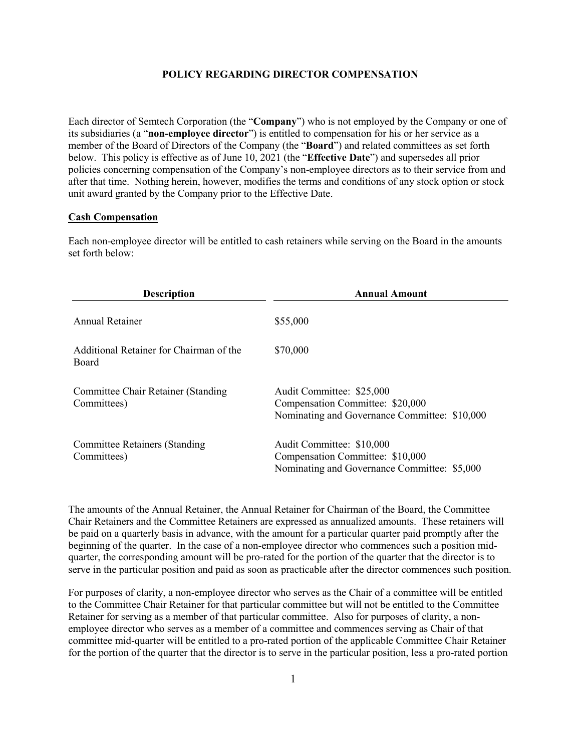**POLICY REGARDING DIRECTOR COMPENSATION**

Each director of Semtech Corporation (the "**Company**") who is not employed by the Company or one of its subsidiaries (a "**non-employee director**") is entitled to compensation for his or her service as a member of the Board of Directors of the Company (the "**Board**") and related committees as set forth below. This policy is effective as of June 10, 2021 (the "**Effective Date**") and supersedes all prior policies concerning compensation of the Company's non-employee directors as to their service from and after that time. Nothing herein, however, modifies the terms and conditions of any stock option or stock unit award granted by the Company prior to the Effective Date.

**Cash Compensation**

Each non-employee director will be entitled to cash retainers while serving on the Board in the amounts set forth below:

| Description | Annual Amount |
|---|---|
| Annual Retainer | \$55,000 |
| Additional Retainer for Chairman of the Board | \$70,000 |
| Committee Chair Retainer (Standing Committees) | Audit Committee: \$25,000<br>Compensation Committee: \$20,000<br>Nominating and Governance Committee: \$10,000 |
| Committee Retainers (Standing Committees) | Audit Committee: \$10,000<br>Compensation Committee: \$10,000<br>Nominating and Governance Committee: \$5,000 |

The amounts of the Annual Retainer, the Annual Retainer for Chairman of the Board, the Committee Chair Retainers and the Committee Retainers are expressed as annualized amounts. These retainers will be paid on a quarterly basis in advance, with the amount for a particular quarter paid promptly after the beginning of the quarter. In the case of a non-employee director who commences such a position mid-quarter, the corresponding amount will be pro-rated for the portion of the quarter that the director is to serve in the particular position and paid as soon as practicable after the director commences such position.

For purposes of clarity, a non-employee director who serves as the Chair of a committee will be entitled to the Committee Chair Retainer for that particular committee but will not be entitled to the Committee Retainer for serving as a member of that particular committee. Also for purposes of clarity, a non-employee director who serves as a member of a committee and commences serving as Chair of that committee mid-quarter will be entitled to a pro-rated portion of the applicable Committee Chair Retainer for the portion of the quarter that the director is to serve in the particular position, less a pro-rated portion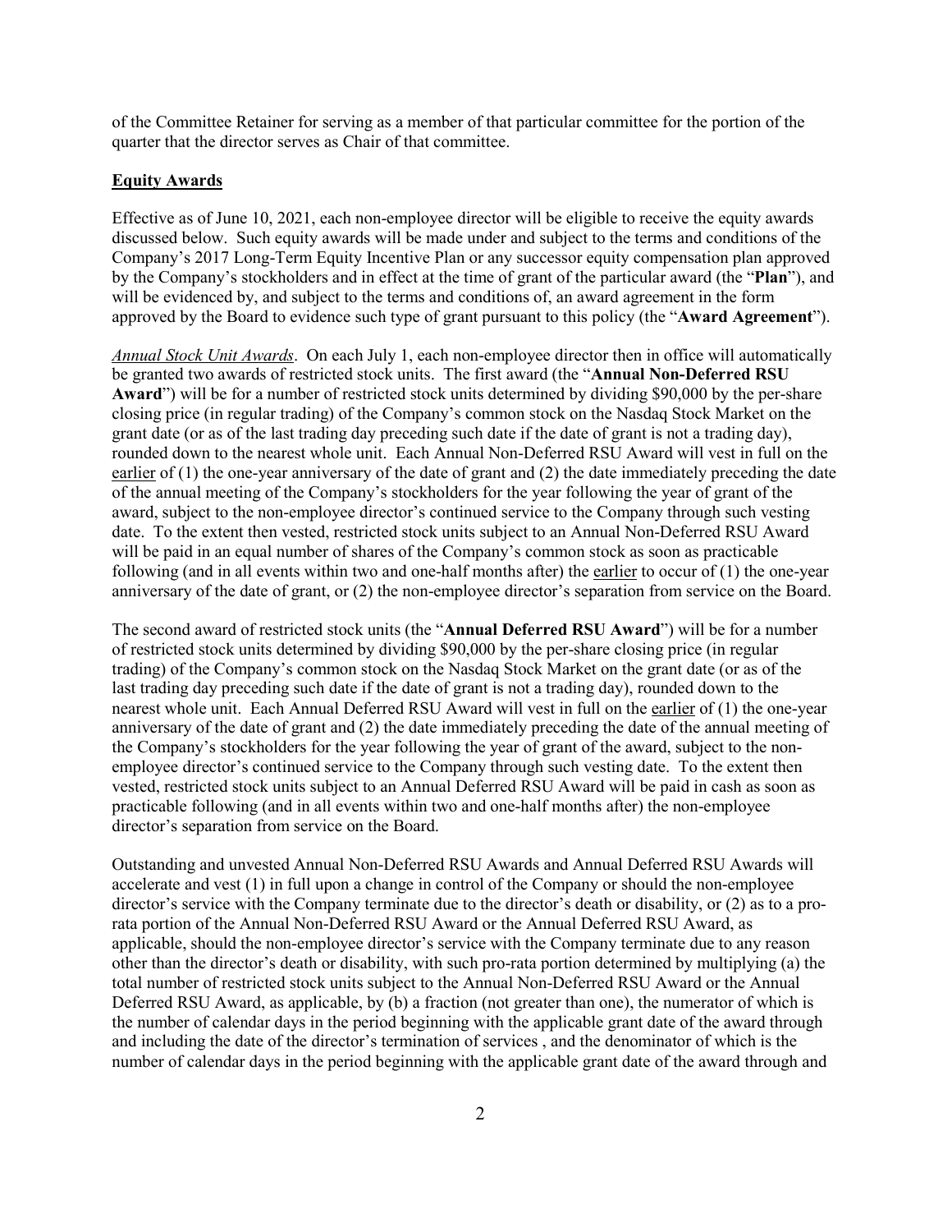of the Committee Retainer for serving as a member of that particular committee for the portion of the quarter that the director serves as Chair of that committee.

**Equity Awards**

Effective as of June 10, 2021, each non-employee director will be eligible to receive the equity awards discussed below. Such equity awards will be made under and subject to the terms and conditions of the Company's 2017 Long-Term Equity Incentive Plan or any successor equity compensation plan approved by the Company's stockholders and in effect at the time of grant of the particular award (the "**Plan**"), and will be evidenced by, and subject to the terms and conditions of, an award agreement in the form approved by the Board to evidence such type of grant pursuant to this policy (the "**Award Agreement**").

*Annual Stock Unit Awards*. On each July 1, each non-employee director then in office will automatically be granted two awards of restricted stock units. The first award (the "**Annual Non-Deferred RSU Award**") will be for a number of restricted stock units determined by dividing $90,000 by the per-share closing price (in regular trading) of the Company's common stock on the Nasdaq Stock Market on the grant date (or as of the last trading day preceding such date if the date of grant is not a trading day), rounded down to the nearest whole unit. Each Annual Non-Deferred RSU Award will vest in full on the earlier of (1) the one-year anniversary of the date of grant and (2) the date immediately preceding the date of the annual meeting of the Company's stockholders for the year following the year of grant of the award, subject to the non-employee director's continued service to the Company through such vesting date. To the extent then vested, restricted stock units subject to an Annual Non-Deferred RSU Award will be paid in an equal number of shares of the Company's common stock as soon as practicable following (and in all events within two and one-half months after) the earlier to occur of (1) the one-year anniversary of the date of grant, or (2) the non-employee director's separation from service on the Board.

The second award of restricted stock units (the "**Annual Deferred RSU Award**") will be for a number of restricted stock units determined by dividing $90,000 by the per-share closing price (in regular trading) of the Company's common stock on the Nasdaq Stock Market on the grant date (or as of the last trading day preceding such date if the date of grant is not a trading day), rounded down to the nearest whole unit. Each Annual Deferred RSU Award will vest in full on the earlier of (1) the one-year anniversary of the date of grant and (2) the date immediately preceding the date of the annual meeting of the Company's stockholders for the year following the year of grant of the award, subject to the non-employee director's continued service to the Company through such vesting date. To the extent then vested, restricted stock units subject to an Annual Deferred RSU Award will be paid in cash as soon as practicable following (and in all events within two and one-half months after) the non-employee director's separation from service on the Board.

Outstanding and unvested Annual Non-Deferred RSU Awards and Annual Deferred RSU Awards will accelerate and vest (1) in full upon a change in control of the Company or should the non-employee director's service with the Company terminate due to the director's death or disability, or (2) as to a pro-rata portion of the Annual Non-Deferred RSU Award or the Annual Deferred RSU Award, as applicable, should the non-employee director's service with the Company terminate due to any reason other than the director's death or disability, with such pro-rata portion determined by multiplying (a) the total number of restricted stock units subject to the Annual Non-Deferred RSU Award or the Annual Deferred RSU Award, as applicable, by (b) a fraction (not greater than one), the numerator of which is the number of calendar days in the period beginning with the applicable grant date of the award through and including the date of the director's termination of services , and the denominator of which is the number of calendar days in the period beginning with the applicable grant date of the award through and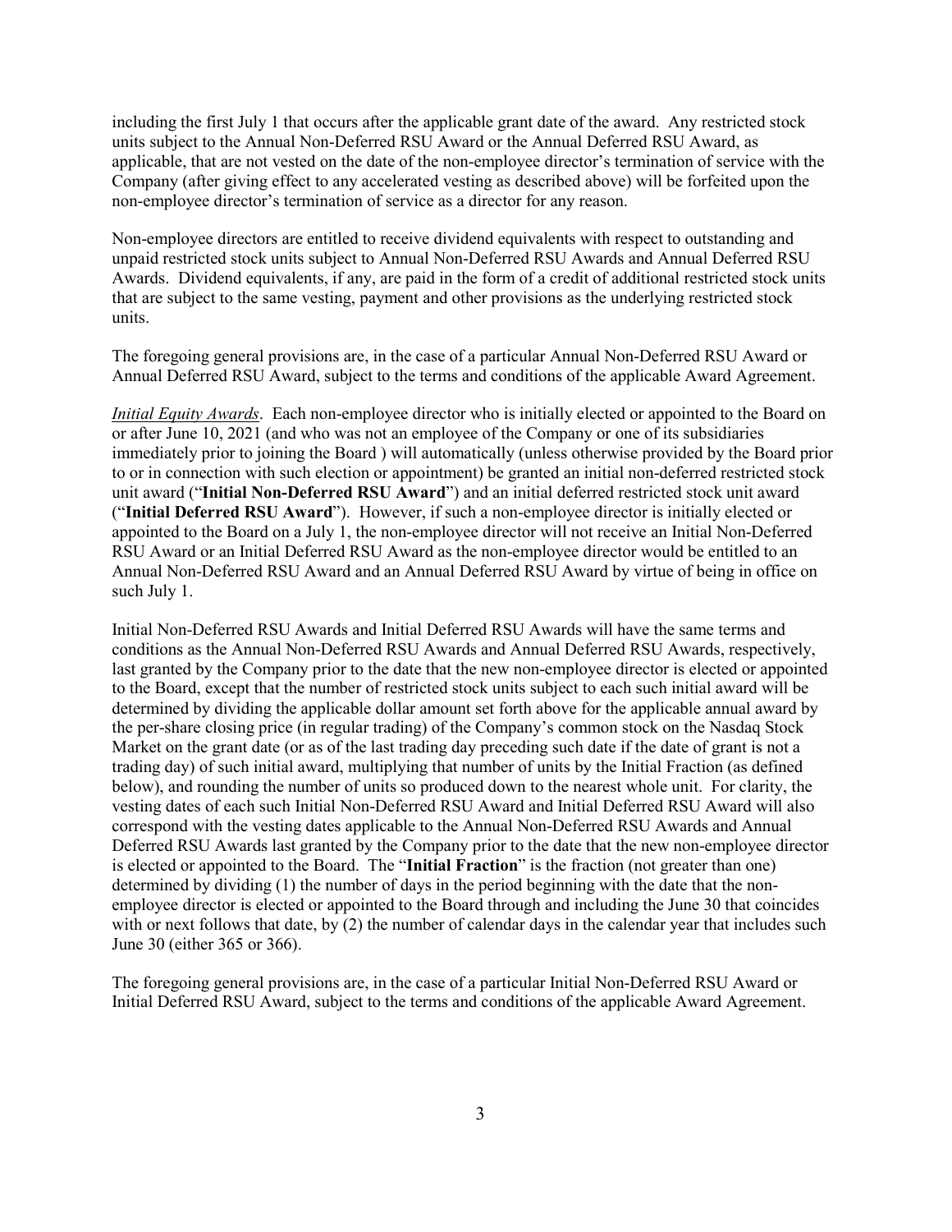including the first July 1 that occurs after the applicable grant date of the award. Any restricted stock units subject to the Annual Non-Deferred RSU Award or the Annual Deferred RSU Award, as applicable, that are not vested on the date of the non-employee director's termination of service with the Company (after giving effect to any accelerated vesting as described above) will be forfeited upon the non-employee director's termination of service as a director for any reason.

Non-employee directors are entitled to receive dividend equivalents with respect to outstanding and unpaid restricted stock units subject to Annual Non-Deferred RSU Awards and Annual Deferred RSU Awards. Dividend equivalents, if any, are paid in the form of a credit of additional restricted stock units that are subject to the same vesting, payment and other provisions as the underlying restricted stock units.

The foregoing general provisions are, in the case of a particular Annual Non-Deferred RSU Award or Annual Deferred RSU Award, subject to the terms and conditions of the applicable Award Agreement.

***Initial Equity Awards***. Each non-employee director who is initially elected or appointed to the Board on or after June 10, 2021 (and who was not an employee of the Company or one of its subsidiaries immediately prior to joining the Board ) will automatically (unless otherwise provided by the Board prior to or in connection with such election or appointment) be granted an initial non-deferred restricted stock unit award ("**Initial Non-Deferred RSU Award**") and an initial deferred restricted stock unit award ("**Initial Deferred RSU Award**"). However, if such a non-employee director is initially elected or appointed to the Board on a July 1, the non-employee director will not receive an Initial Non-Deferred RSU Award or an Initial Deferred RSU Award as the non-employee director would be entitled to an Annual Non-Deferred RSU Award and an Annual Deferred RSU Award by virtue of being in office on such July 1.

Initial Non-Deferred RSU Awards and Initial Deferred RSU Awards will have the same terms and conditions as the Annual Non-Deferred RSU Awards and Annual Deferred RSU Awards, respectively, last granted by the Company prior to the date that the new non-employee director is elected or appointed to the Board, except that the number of restricted stock units subject to each such initial award will be determined by dividing the applicable dollar amount set forth above for the applicable annual award by the per-share closing price (in regular trading) of the Company's common stock on the Nasdaq Stock Market on the grant date (or as of the last trading day preceding such date if the date of grant is not a trading day) of such initial award, multiplying that number of units by the Initial Fraction (as defined below), and rounding the number of units so produced down to the nearest whole unit. For clarity, the vesting dates of each such Initial Non-Deferred RSU Award and Initial Deferred RSU Award will also correspond with the vesting dates applicable to the Annual Non-Deferred RSU Awards and Annual Deferred RSU Awards last granted by the Company prior to the date that the new non-employee director is elected or appointed to the Board. The "**Initial Fraction**" is the fraction (not greater than one) determined by dividing (1) the number of days in the period beginning with the date that the non-employee director is elected or appointed to the Board through and including the June 30 that coincides with or next follows that date, by (2) the number of calendar days in the calendar year that includes such June 30 (either 365 or 366).

The foregoing general provisions are, in the case of a particular Initial Non-Deferred RSU Award or Initial Deferred RSU Award, subject to the terms and conditions of the applicable Award Agreement.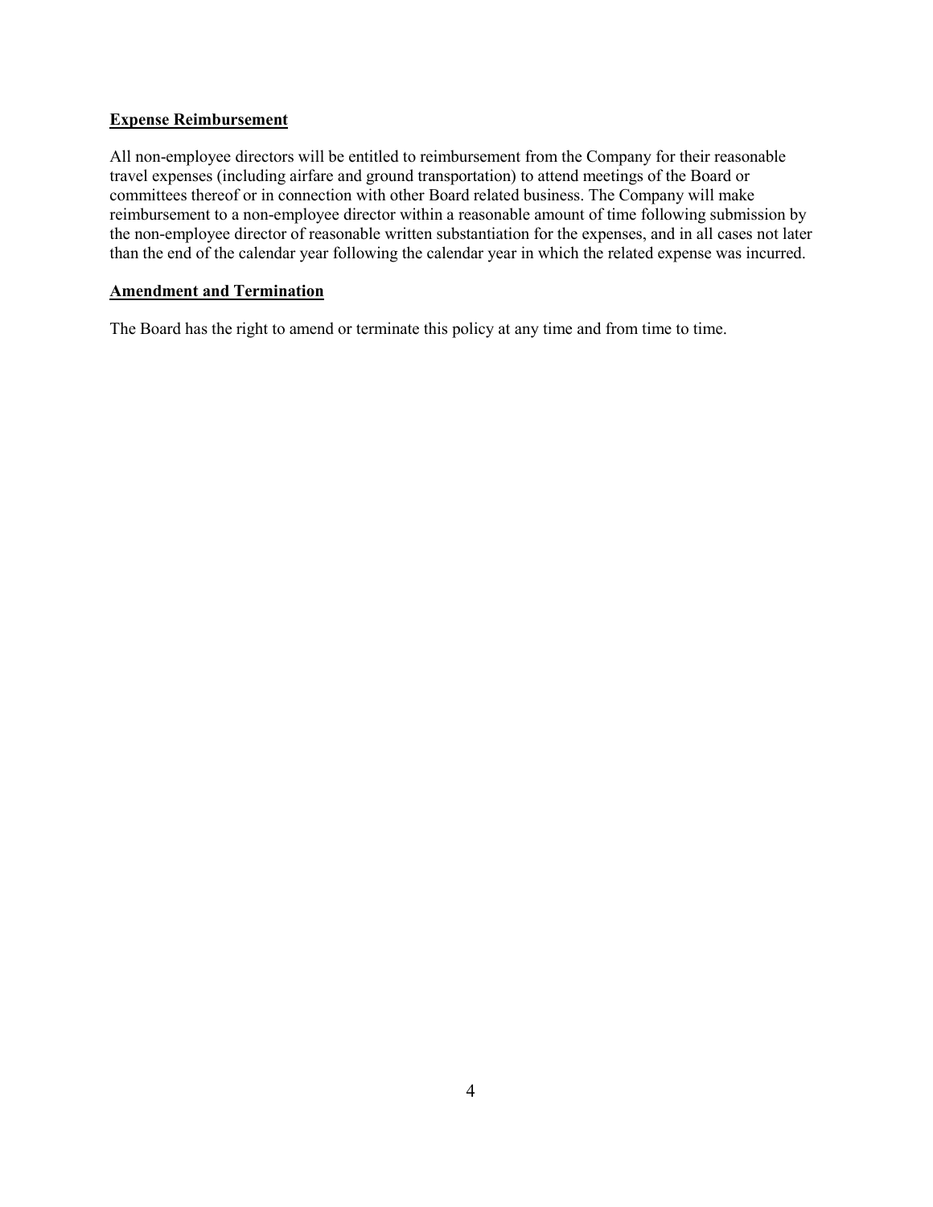**Expense Reimbursement**

All non-employee directors will be entitled to reimbursement from the Company for their reasonable travel expenses (including airfare and ground transportation) to attend meetings of the Board or committees thereof or in connection with other Board related business. The Company will make reimbursement to a non-employee director within a reasonable amount of time following submission by the non-employee director of reasonable written substantiation for the expenses, and in all cases not later than the end of the calendar year following the calendar year in which the related expense was incurred.

**Amendment and Termination**

The Board has the right to amend or terminate this policy at any time and from time to time.